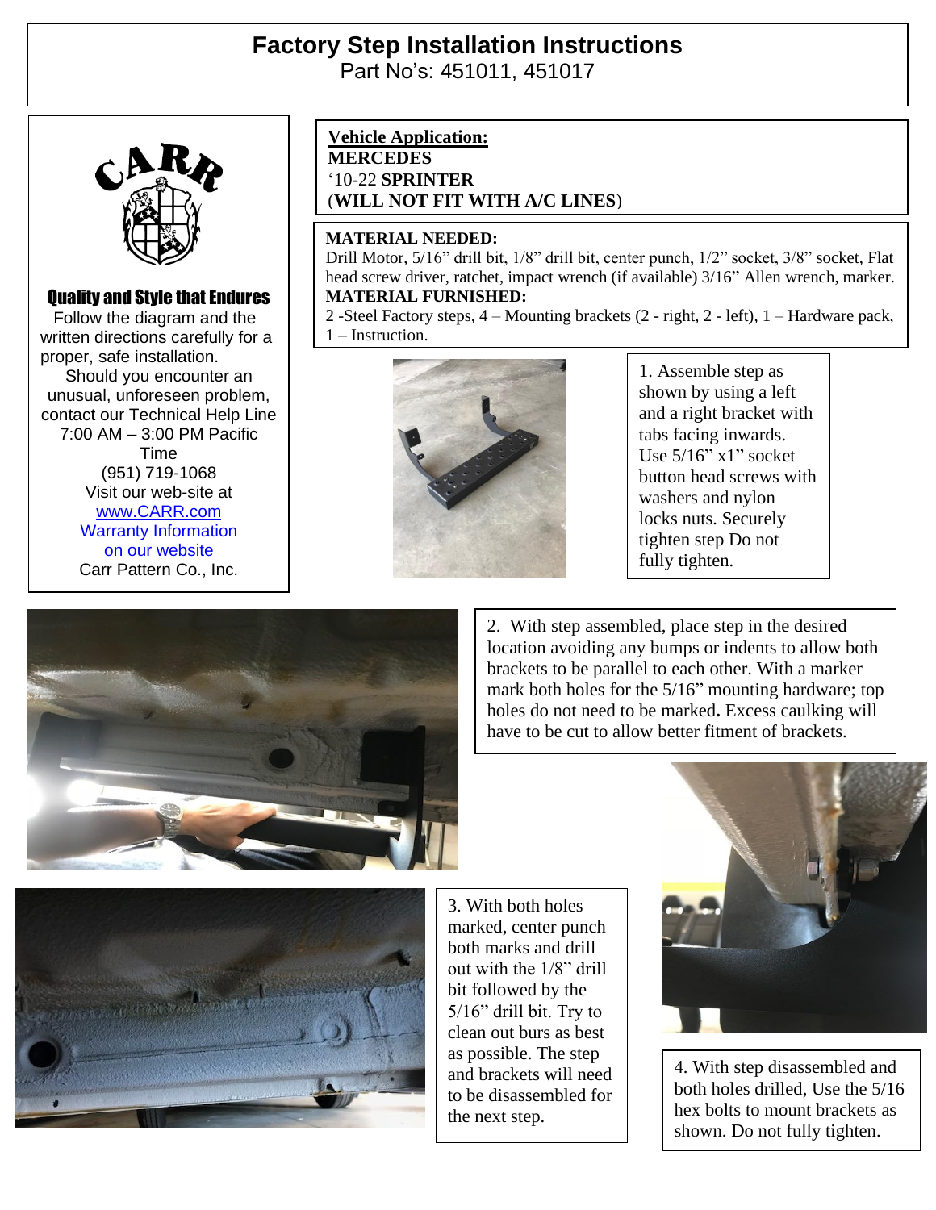# Factory Step Installation Instructions

Part No's: 451011, 451017

CARR

**Quality and Style that Endures**

Follow the diagram and the written directions carefully for a proper, safe installation.

Should you encounter an unusual, unforeseen problem, contact our Technical Help Line 7:00 AM – 3:00 PM Pacific Time (951) 719-1068

Visit our web-site at [www.CARR.com](www.CARR.com)

Warranty Information on our website

Carr Pattern Co., Inc.

**Vehicle Application:**
**MERCEDES**
'10-22 **SPRINTER**
(**WILL NOT FIT WITH A/C LINES**)

**MATERIAL NEEDED:**
Drill Motor, 5/16" drill bit, 1/8" drill bit, center punch, 1/2" socket, 3/8" socket, Flat head screw driver, ratchet, impact wrench (if available) 3/16" Allen wrench, marker.

**MATERIAL FURNISHED:**
2 -Steel Factory steps, 4 – Mounting brackets (2 - right, 2 - left), 1 – Hardware pack, 1 – Instruction.

1. Assemble step as shown by using a left and a right bracket with tabs facing inwards. Use 5/16" x1" socket button head screws with washers and nylon locks nuts. Securely tighten step Do not fully tighten.

2. With step assembled, place step in the desired location avoiding any bumps or indents to allow both brackets to be parallel to each other. With a marker mark both holes for the 5/16" mounting hardware; top holes do not need to be marked**.** Excess caulking will have to be cut to allow better fitment of brackets.

3. With both holes marked, center punch both marks and drill out with the 1/8" drill bit followed by the 5/16" drill bit. Try to clean out burs as best as possible. The step and brackets will need to be disassembled for the next step.

4. With step disassembled and both holes drilled, Use the 5/16 hex bolts to mount brackets as shown. Do not fully tighten.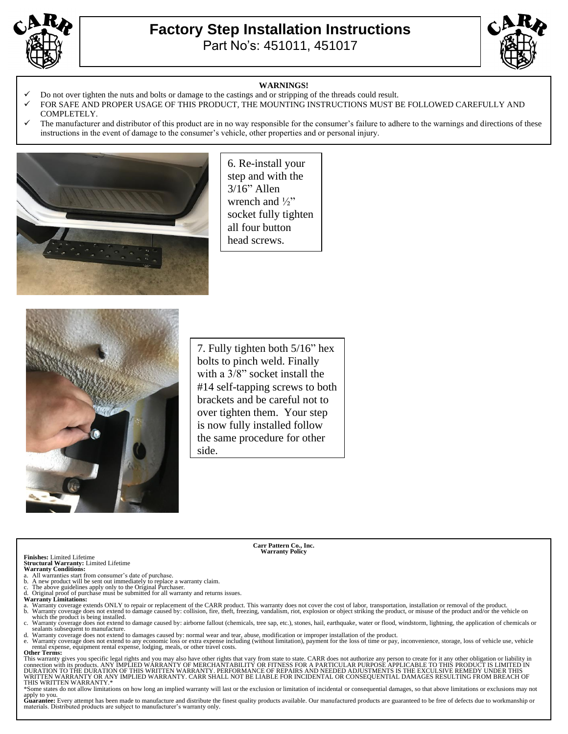# Factory Step Installation Instructions

Part No's: 451011, 451017

**WARNINGS!**

- ✓ Do not over tighten the nuts and bolts or damage to the castings and or stripping of the threads could result.
- ✓ FOR SAFE AND PROPER USAGE OF THIS PRODUCT, THE MOUNTING INSTRUCTIONS MUST BE FOLLOWED CAREFULLY AND COMPLETELY.
- ✓ The manufacturer and distributor of this product are in no way responsible for the consumer's failure to adhere to the warnings and directions of these instructions in the event of damage to the consumer's vehicle, other properties and or personal injury.

6. Re-install your step and with the 3/16" Allen wrench and ½" socket fully tighten all four button head screws.

7. Fully tighten both 5/16" hex bolts to pinch weld. Finally with a 3/8" socket install the #14 self-tapping screws to both brackets and be careful not to over tighten them. Your step is now fully installed follow the same procedure for other side.

**Carr Pattern Co., Inc.**
**Warranty Policy**

**Finishes:** Limited Lifetime
**Structural Warranty:** Limited Lifetime
**Warranty Conditions:**

a. All warranties start from consumer's date of purchase.
b. A new product will be sent out immediately to replace a warranty claim.
c. The above guidelines apply only to the Original Purchaser.
d. Original proof of purchase must be submitted for all warranty and returns issues.

**Warranty Limitations:**

a. Warranty coverage extends ONLY to repair or replacement of the CARR product. This warranty does not cover the cost of labor, transportation, installation or removal of the product.
b. Warranty coverage does not extend to damage caused by: collision, fire, theft, freezing, vandalism, riot, explosion or object striking the product, or misuse of the product and/or the vehicle on which the product is being installed.
c. Warranty coverage does not extend to damage caused by: airborne fallout (chemicals, tree sap, etc.), stones, hail, earthquake, water or flood, windstorm, lightning, the application of chemicals or sealants subsequent to manufacture.
d. Warranty coverage does not extend to damages caused by: normal wear and tear, abuse, modification or improper installation of the product.
e. Warranty coverage does not extend to any economic loss or extra expense including (without limitation), payment for the loss of time or pay, inconvenience, storage, loss of vehicle use, vehicle rental expense, equipment rental expense, lodging, meals, or other travel costs.

**Other Terms:**

This warranty gives you specific legal rights and you may also have other rights that vary from state to state. CARR does not authorize any person to create for it any other obligation or liability in connection with its products. ANY IMPLIED WARRANTY OF MERCHANTABILITY OR FITNESS FOR A PARTICULAR PURPOSE APPLICABLE TO THIS PRODUCT IS LIMITED IN DURATION TO THE DURATION OF THIS WRITTEN WARRANTY. PERFORMANCE OF REPAIRS AND NEEDED ADJUSTMENTS IS THE EXCULSIVE REMEDY UNDER THIS WRITTEN WARRANTY OR ANY IMPLIED WARRANTY. CARR SHALL NOT BE LIABLE FOR INCIDENTAL OR CONSEQUENTIAL DAMAGES RESULTING FROM BREACH OF THIS WRITTEN WARRANTY.*

*Some states do not allow limitations on how long an implied warranty will last or the exclusion or limitation of incidental or consequential damages, so that above limitations or exclusions may not apply to you.

**Guarantee:** Every attempt has been made to manufacture and distribute the finest quality products available. Our manufactured products are guaranteed to be free of defects due to workmanship or materials. Distributed products are subject to manufacturer's warranty only.